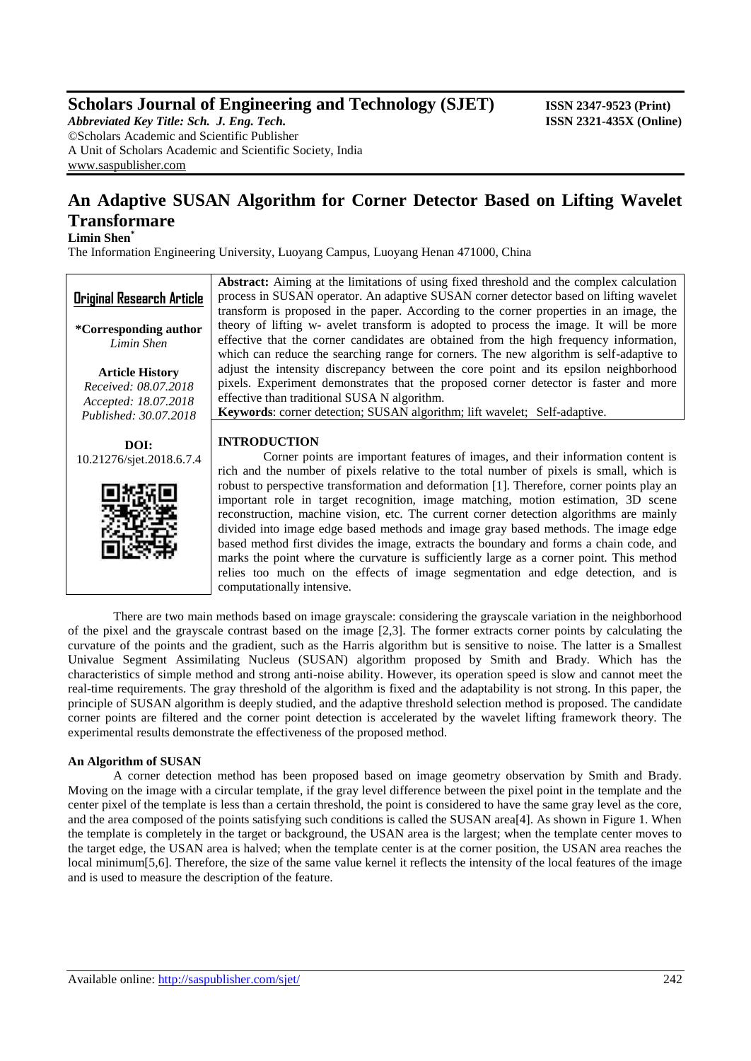# Scholars Journal of Engineering and Technology (SJET)

*Abbreviated Key Title: Sch. J. Eng. Tech.*
©Scholars Academic and Scientific Publisher
A Unit of Scholars Academic and Scientific Society, India
www.saspublisher.com

**ISSN 2347-9523 (Print)**
**ISSN 2321-435X (Online)**

# An Adaptive SUSAN Algorithm for Corner Detector Based on Lifting Wavelet Transformare

**Limin Shen***

The Information Engineering University, Luoyang Campus, Luoyang Henan 471000, China

**Original Research Article**

***Corresponding author**
*Limin Shen*

**Article History**
*Received: 08.07.2018*
*Accepted: 18.07.2018*
*Published: 30.07.2018*

**DOI:**
10.21276/sjet.2018.6.7.4

**Abstract:** Aiming at the limitations of using fixed threshold and the complex calculation process in SUSAN operator. An adaptive SUSAN corner detector based on lifting wavelet transform is proposed in the paper. According to the corner properties in an image, the theory of lifting w- avelet transform is adopted to process the image. It will be more effective that the corner candidates are obtained from the high frequency information, which can reduce the searching range for corners. The new algorithm is self-adaptive to adjust the intensity discrepancy between the core point and its epsilon neighborhood pixels. Experiment demonstrates that the proposed corner detector is faster and more effective than traditional SUSA N algorithm.

**Keywords**: corner detection; SUSAN algorithm; lift wavelet; Self-adaptive.

## INTRODUCTION

Corner points are important features of images, and their information content is rich and the number of pixels relative to the total number of pixels is small, which is robust to perspective transformation and deformation [1]. Therefore, corner points play an important role in target recognition, image matching, motion estimation, 3D scene reconstruction, machine vision, etc. The current corner detection algorithms are mainly divided into image edge based methods and image gray based methods. The image edge based method first divides the image, extracts the boundary and forms a chain code, and marks the point where the curvature is sufficiently large as a corner point. This method relies too much on the effects of image segmentation and edge detection, and is computationally intensive.

There are two main methods based on image grayscale: considering the grayscale variation in the neighborhood of the pixel and the grayscale contrast based on the image [2,3]. The former extracts corner points by calculating the curvature of the points and the gradient, such as the Harris algorithm but is sensitive to noise. The latter is a Smallest Univalue Segment Assimilating Nucleus (SUSAN) algorithm proposed by Smith and Brady. Which has the characteristics of simple method and strong anti-noise ability. However, its operation speed is slow and cannot meet the real-time requirements. The gray threshold of the algorithm is fixed and the adaptability is not strong. In this paper, the principle of SUSAN algorithm is deeply studied, and the adaptive threshold selection method is proposed. The candidate corner points are filtered and the corner point detection is accelerated by the wavelet lifting framework theory. The experimental results demonstrate the effectiveness of the proposed method.

### An Algorithm of SUSAN

A corner detection method has been proposed based on image geometry observation by Smith and Brady. Moving on the image with a circular template, if the gray level difference between the pixel point in the template and the center pixel of the template is less than a certain threshold, the point is considered to have the same gray level as the core, and the area composed of the points satisfying such conditions is called the SUSAN area[4]. As shown in Figure 1. When the template is completely in the target or background, the USAN area is the largest; when the template center moves to the target edge, the USAN area is halved; when the template center is at the corner position, the USAN area reaches the local minimum[5,6]. Therefore, the size of the same value kernel it reflects the intensity of the local features of the image and is used to measure the description of the feature.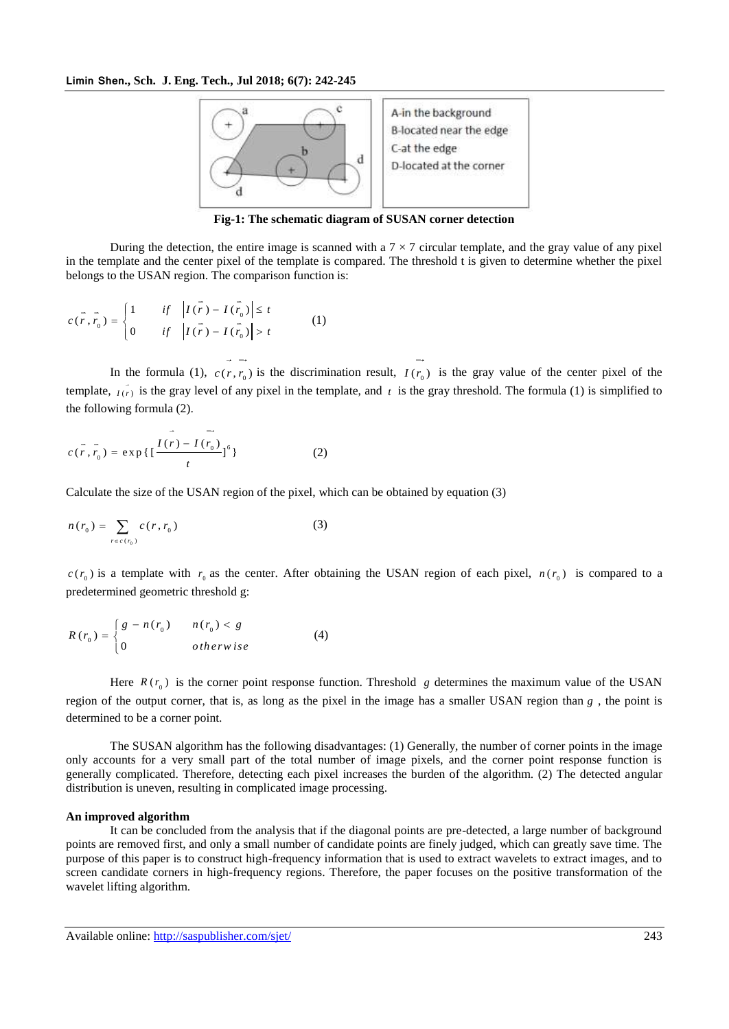A-in the background
B-located near the edge
C-at the edge
D-located at the corner

**Fig-1: The schematic diagram of SUSAN corner detection**

During the detection, the entire image is scanned with a 7 × 7 circular template, and the gray value of any pixel in the template and the center pixel of the template is compared. The threshold t is given to determine whether the pixel belongs to the USAN region. The comparison function is:

$$c(\vec{r}, \vec{r}_0) = \begin{cases} 1 & if \quad \left| I(\vec{r}) - I(\vec{r}_0) \right| \le t \\ 0 & if \quad \left| I(\vec{r}) - I(\vec{r}_0) \right| > t \end{cases} \qquad (1)$$

In the formula (1), $c(\vec{r}, \vec{r}_0)$ is the discrimination result, $I(\vec{r}_0)$ is the gray value of the center pixel of the template, $I(\vec{r})$ is the gray level of any pixel in the template, and $t$ is the gray threshold. The formula (1) is simplified to the following formula (2).

$$c(\vec{r}, \vec{r}_0) = \exp\{[\frac{I(\vec{r}) - I(\vec{r}_0)}{t}]^6\} \qquad (2)$$

Calculate the size of the USAN region of the pixel, which can be obtained by equation (3)

$$n(r_0) = \sum_{r \in c(r_0)} c(r, r_0) \qquad (3)$$

$c(r_0)$ is a template with $r_0$ as the center. After obtaining the USAN region of each pixel, $n(r_0)$ is compared to a predetermined geometric threshold g:

$$R(r_0) = \begin{cases} g - n(r_0) & n(r_0) < g \\ 0 & otherwise \end{cases} \qquad (4)$$

Here $R(r_0)$ is the corner point response function. Threshold $g$ determines the maximum value of the USAN region of the output corner, that is, as long as the pixel in the image has a smaller USAN region than $g$, the point is determined to be a corner point.

The SUSAN algorithm has the following disadvantages: (1) Generally, the number of corner points in the image only accounts for a very small part of the total number of image pixels, and the corner point response function is generally complicated. Therefore, detecting each pixel increases the burden of the algorithm. (2) The detected angular distribution is uneven, resulting in complicated image processing.

**An improved algorithm**

It can be concluded from the analysis that if the diagonal points are pre-detected, a large number of background points are removed first, and only a small number of candidate points are finely judged, which can greatly save time. The purpose of this paper is to construct high-frequency information that is used to extract wavelets to extract images, and to screen candidate corners in high-frequency regions. Therefore, the paper focuses on the positive transformation of the wavelet lifting algorithm.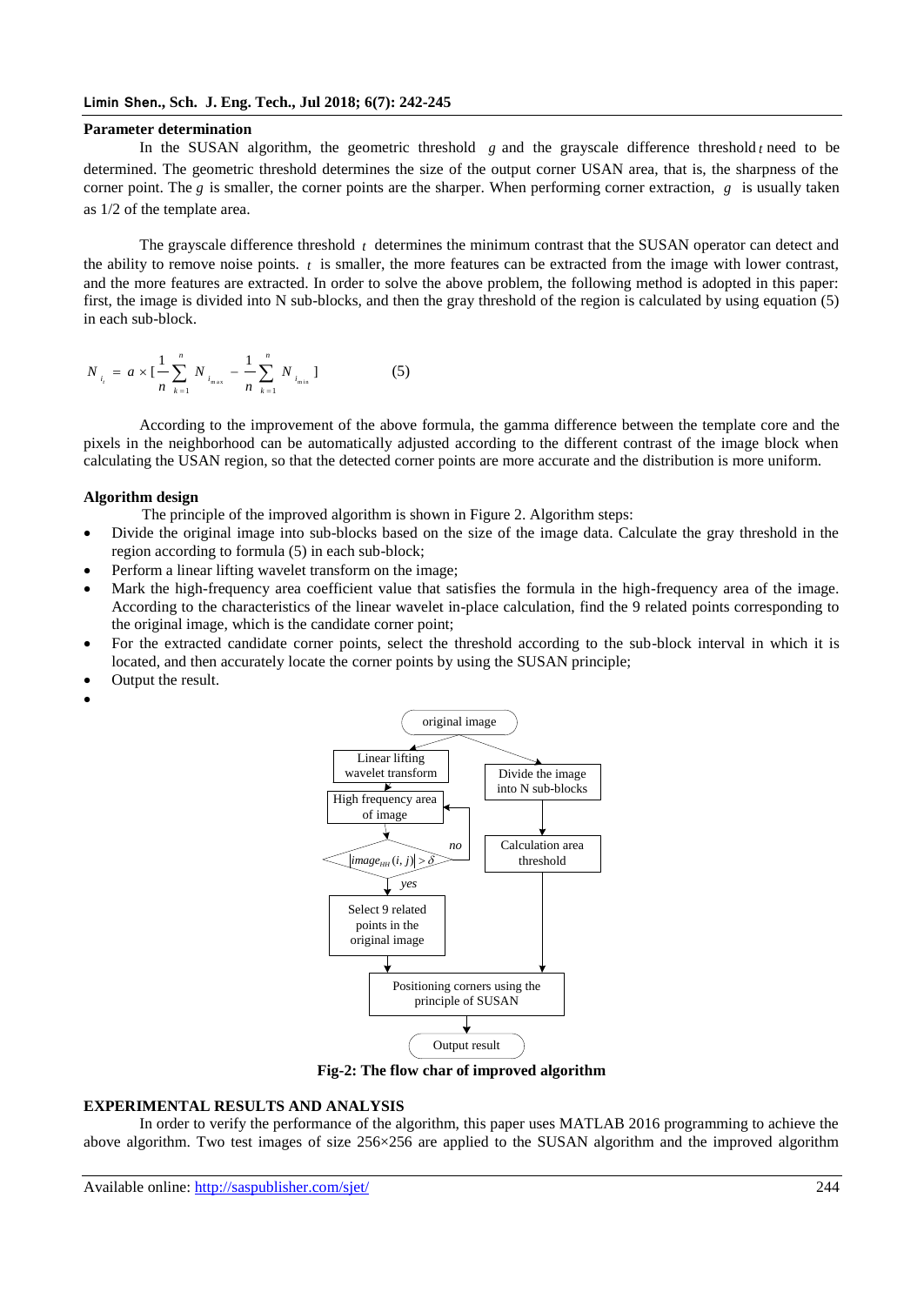### Parameter determination

In the SUSAN algorithm, the geometric threshold $g$ and the grayscale difference threshold $t$ need to be determined. The geometric threshold determines the size of the output corner USAN area, that is, the sharpness of the corner point. The $g$ is smaller, the corner points are the sharper. When performing corner extraction, $g$ is usually taken as 1/2 of the template area.

The grayscale difference threshold $t$ determines the minimum contrast that the SUSAN operator can detect and the ability to remove noise points. $t$ is smaller, the more features can be extracted from the image with lower contrast, and the more features are extracted. In order to solve the above problem, the following method is adopted in this paper: first, the image is divided into N sub-blocks, and then the gray threshold of the region is calculated by using equation (5) in each sub-block.

$$N_{i_i} = a \times [\frac{1}{n}\sum_{k=1}^{n} N_{i_{max}} - \frac{1}{n}\sum_{k=1}^{n} N_{i_{min}}] \qquad (5)$$

According to the improvement of the above formula, the gamma difference between the template core and the pixels in the neighborhood can be automatically adjusted according to the different contrast of the image block when calculating the USAN region, so that the detected corner points are more accurate and the distribution is more uniform.

### Algorithm design

The principle of the improved algorithm is shown in Figure 2. Algorithm steps:

- Divide the original image into sub-blocks based on the size of the image data. Calculate the gray threshold in the region according to formula (5) in each sub-block;
- Perform a linear lifting wavelet transform on the image;
- Mark the high-frequency area coefficient value that satisfies the formula in the high-frequency area of the image. According to the characteristics of the linear wavelet in-place calculation, find the 9 related points corresponding to the original image, which is the candidate corner point;
- For the extracted candidate corner points, select the threshold according to the sub-block interval in which it is located, and then accurately locate the corner points by using the SUSAN principle;
- Output the result.

original image → Linear lifting wavelet transform → High frequency area of image → $|image_{HH}(i,j)| > \delta$ (no: back to High frequency area of image; yes: Select 9 related points in the original image) → Positioning corners using the principle of SUSAN → Output result

original image → Divide the image into N sub-blocks → Calculation area threshold → Positioning corners using the principle of SUSAN

**Fig-2: The flow char of improved algorithm**

## EXPERIMENTAL RESULTS AND ANALYSIS

In order to verify the performance of the algorithm, this paper uses MATLAB 2016 programming to achieve the above algorithm. Two test images of size 256×256 are applied to the SUSAN algorithm and the improved algorithm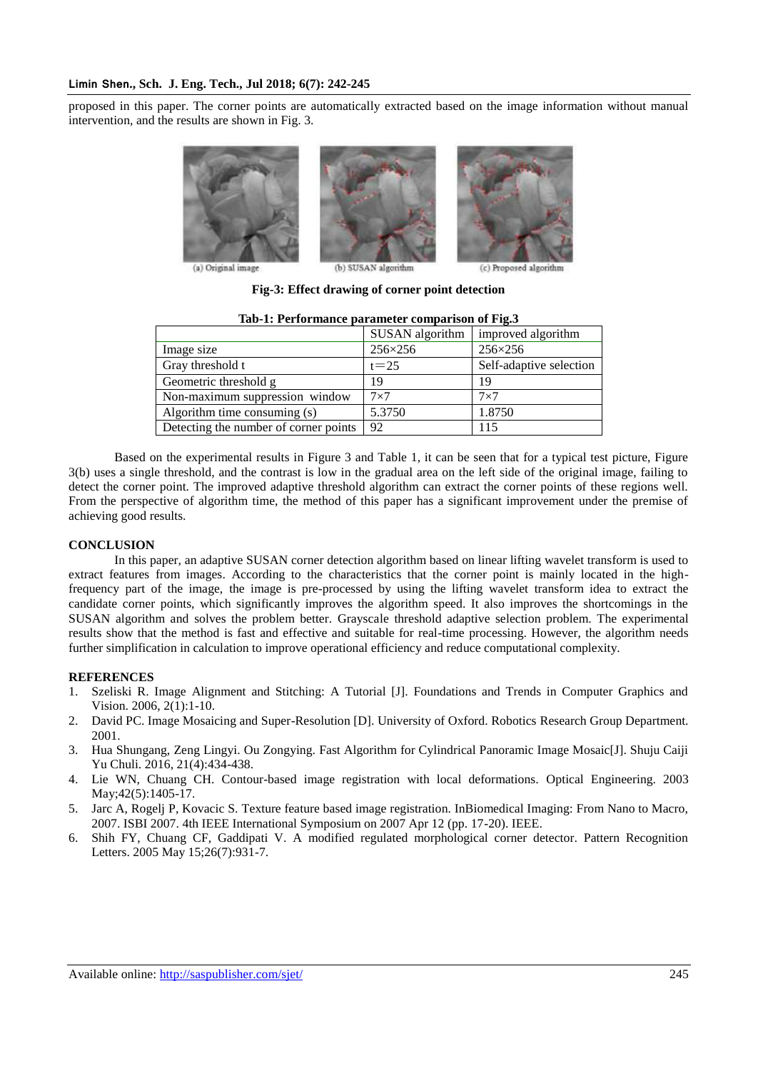proposed in this paper. The corner points are automatically extracted based on the image information without manual intervention, and the results are shown in Fig. 3.

(a) Original image (b) SUSAN algorithm (c) Proposed algorithm

**Fig-3: Effect drawing of corner point detection**

**Tab-1: Performance parameter comparison of Fig.3**

| | SUSAN algorithm | improved algorithm |
|---|---|---|
| Image size | 256×256 | 256×256 |
| Gray threshold t | t=25 | Self-adaptive selection |
| Geometric threshold g | 19 | 19 |
| Non-maximum suppression window | 7×7 | 7×7 |
| Algorithm time consuming (s) | 5.3750 | 1.8750 |
| Detecting the number of corner points | 92 | 115 |

Based on the experimental results in Figure 3 and Table 1, it can be seen that for a typical test picture, Figure 3(b) uses a single threshold, and the contrast is low in the gradual area on the left side of the original image, failing to detect the corner point. The improved adaptive threshold algorithm can extract the corner points of these regions well. From the perspective of algorithm time, the method of this paper has a significant improvement under the premise of achieving good results.

## CONCLUSION

In this paper, an adaptive SUSAN corner detection algorithm based on linear lifting wavelet transform is used to extract features from images. According to the characteristics that the corner point is mainly located in the high-frequency part of the image, the image is pre-processed by using the lifting wavelet transform idea to extract the candidate corner points, which significantly improves the algorithm speed. It also improves the shortcomings in the SUSAN algorithm and solves the problem better. Grayscale threshold adaptive selection problem. The experimental results show that the method is fast and effective and suitable for real-time processing. However, the algorithm needs further simplification in calculation to improve operational efficiency and reduce computational complexity.

## REFERENCES

1. Szeliski R. Image Alignment and Stitching: A Tutorial [J]. Foundations and Trends in Computer Graphics and Vision. 2006, 2(1):1-10.
2. David PC. Image Mosaicing and Super-Resolution [D]. University of Oxford. Robotics Research Group Department. 2001.
3. Hua Shungang, Zeng Lingyi. Ou Zongying. Fast Algorithm for Cylindrical Panoramic Image Mosaic[J]. Shuju Caiji Yu Chuli. 2016, 21(4):434-438.
4. Lie WN, Chuang CH. Contour-based image registration with local deformations. Optical Engineering. 2003 May;42(5):1405-17.
5. Jarc A, Rogelj P, Kovacic S. Texture feature based image registration. InBiomedical Imaging: From Nano to Macro, 2007. ISBI 2007. 4th IEEE International Symposium on 2007 Apr 12 (pp. 17-20). IEEE.
6. Shih FY, Chuang CF, Gaddipati V. A modified regulated morphological corner detector. Pattern Recognition Letters. 2005 May 15;26(7):931-7.